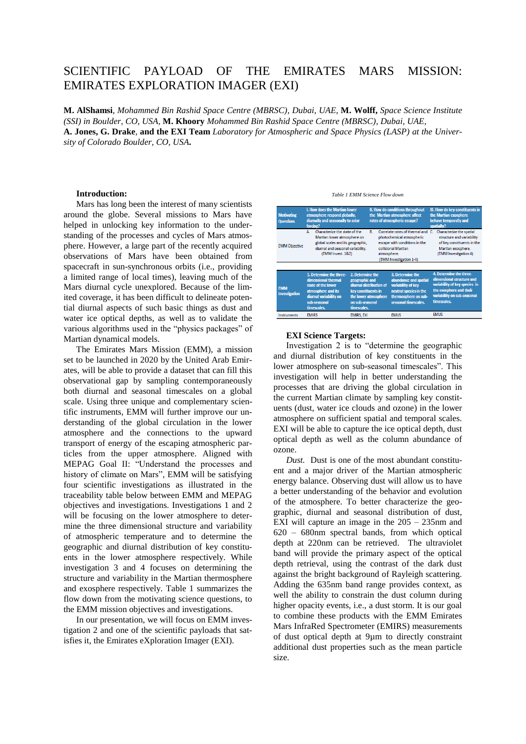# SCIENTIFIC PAYLOAD OF THE EMIRATES MARS MISSION: EMIRATES EXPLORATION IMAGER (EXI)

**M. AlShamsi**, *Mohammed Bin Rashid Space Centre (MBRSC), Dubai, UAE,* **M. Wolff,** *Space Science Institute (SSI) in Boulder, CO, USA,* **M. Khoory** *Mohammed Bin Rashid Space Centre (MBRSC), Dubai, UAE,* **A. Jones, G. Drake**, **and the EXI Team** *Laboratory for Atmospheric and Space Physics (LASP) at the University of Colorado Boulder, CO, USA***.**

**Introduction:**

Mars has long been the interest of many scientists around the globe. Several missions to Mars have helped in unlocking key information to the understanding of the processes and cycles of Mars atmosphere. However, a large part of the recently acquired observations of Mars have been obtained from spacecraft in sun-synchronous orbits (i.e., providing a limited range of local times), leaving much of the Mars diurnal cycle unexplored. Because of the limited coverage, it has been difficult to delineate potential diurnal aspects of such basic things as dust and water ice optical depths, as well as to validate the various algorithms used in the "physics packages" of Martian dynamical models.

The Emirates Mars Mission (EMM), a mission set to be launched in 2020 by the United Arab Emirates, will be able to provide a dataset that can fill this observational gap by sampling contemporaneously both diurnal and seasonal timescales on a global scale. Using three unique and complementary scientific instruments, EMM will further improve our understanding of the global circulation in the lower atmosphere and the connections to the upward transport of energy of the escaping atmospheric particles from the upper atmosphere. Aligned with MEPAG Goal II: "Understand the processes and history of climate on Mars", EMM will be satisfying four scientific investigations as illustrated in the traceability table below between EMM and MEPAG objectives and investigations. Investigations 1 and 2 will be focusing on the lower atmosphere to determine the three dimensional structure and variability of atmospheric temperature and to determine the geographic and diurnal distribution of key constituents in the lower atmosphere respectively. While investigation 3 and 4 focuses on determining the structure and variability in the Martian thermosphere and exosphere respectively. Table 1 summarizes the flow down from the motivating science questions, to the EMM mission objectives and investigations.

In our presentation, we will focus on EMM investigation 2 and one of the scientific payloads that satisfies it, the Emirates eXploration Imager (EXI).

*Table 1 EMM Science Flow down*

| Motivating Questions | I. How does the Martian lower atmosphere respond globally, diurnally and seasonally to solar forcing? | | II. How do conditions throughout the Martian atmosphere affect rates of atmospheric escape? | III. How do key constituents in the Martian exosphere behave temporally and spatially? |
|---|---|---|---|---|
| EMM Objective | A. Characterize the state of the Martian lower atmosphere on global scales and its geographic, diurnal and seasonal variability. (EMM Invest. 1&2) | | B. Correlate rates of thermal and photochemical atmospheric escape with conditions in the collisional Martian atmosphere. (EMM Investigation 1-4) | C. Characterize the spatial structure and variability of key constituents in the Martian exosphere. (EMM Investigation 4) |
| EMM Investigation | 1. Determine the three-dimensional thermal state of the lower atmosphere and its diurnal variability on sub-seasonal timescales. | 2. Determine the geographic and diurnal distribution of key constituents in the lower atmosphere on sub-seasonal timescales. | 3. Determine the abundance and spatial variability of key neutral species in the thermosphere on sub-seasonal timescales. | 4. Determine the three-dimensional structure and variability of key species in the exosphere and their variability on sub-seasonal timescales. |
| Instruments | EMIRS | EMIRS, EXI | EMUS | EMUS |

**EXI Science Targets:**

Investigation 2 is to "determine the geographic and diurnal distribution of key constituents in the lower atmosphere on sub-seasonal timescales". This investigation will help in better understanding the processes that are driving the global circulation in the current Martian climate by sampling key constituents (dust, water ice clouds and ozone) in the lower atmosphere on sufficient spatial and temporal scales. EXI will be able to capture the ice optical depth, dust optical depth as well as the column abundance of ozone.

*Dust.* Dust is one of the most abundant constituent and a major driver of the Martian atmospheric energy balance. Observing dust will allow us to have a better understanding of the behavior and evolution of the atmosphere. To better characterize the geographic, diurnal and seasonal distribution of dust, EXI will capture an image in the 205 – 235nm and 620 – 680nm spectral bands, from which optical depth at 220nm can be retrieved. The ultraviolet band will provide the primary aspect of the optical depth retrieval, using the contrast of the dark dust against the bright background of Rayleigh scattering. Adding the 635nm band range provides context, as well the ability to constrain the dust column during higher opacity events, i.e., a dust storm. It is our goal to combine these products with the EMM Emirates Mars InfraRed Spectrometer (EMIRS) measurements of dust optical depth at 9μm to directly constraint additional dust properties such as the mean particle size.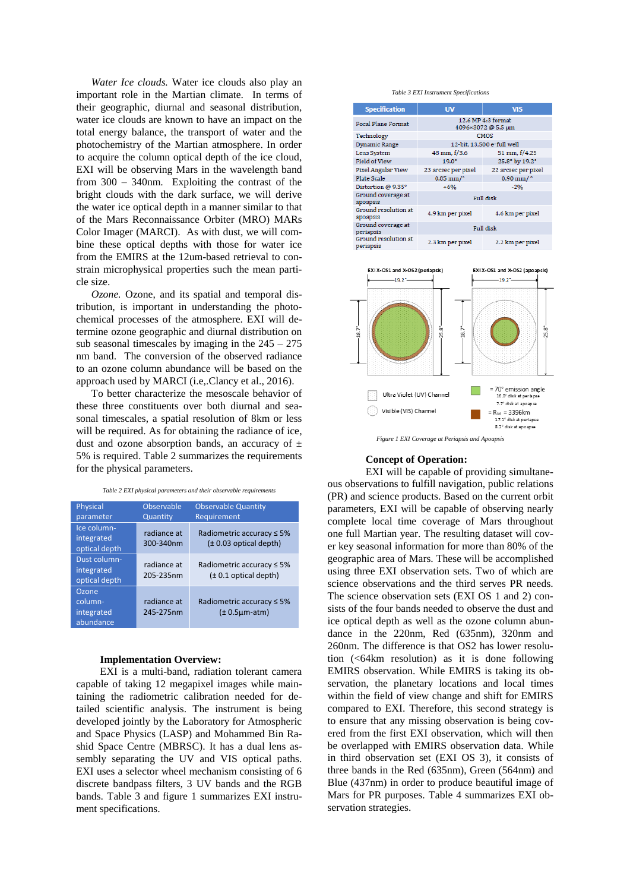*Water Ice clouds.* Water ice clouds also play an important role in the Martian climate. In terms of their geographic, diurnal and seasonal distribution, water ice clouds are known to have an impact on the total energy balance, the transport of water and the photochemistry of the Martian atmosphere. In order to acquire the column optical depth of the ice cloud, EXI will be observing Mars in the wavelength band from 300 – 340nm. Exploiting the contrast of the bright clouds with the dark surface, we will derive the water ice optical depth in a manner similar to that of the Mars Reconnaissance Orbiter (MRO) MARs Color Imager (MARCI). As with dust, we will combine these optical depths with those for water ice from the EMIRS at the 12um-based retrieval to constrain microphysical properties such the mean particle size.

*Ozone.* Ozone, and its spatial and temporal distribution, is important in understanding the photochemical processes of the atmosphere. EXI will determine ozone geographic and diurnal distribution on sub seasonal timescales by imaging in the 245 – 275 nm band. The conversion of the observed radiance to an ozone column abundance will be based on the approach used by MARCI (i.e,.Clancy et al., 2016).

To better characterize the mesoscale behavior of these three constituents over both diurnal and seasonal timescales, a spatial resolution of 8km or less will be required. As for obtaining the radiance of ice, dust and ozone absorption bands, an accuracy of ± 5% is required. Table 2 summarizes the requirements for the physical parameters.

*Table 2 EXI physical parameters and their observable requirements*

| Physical parameter | Observable Quantity | Observable Quantity Requirement |
|---|---|---|
| Ice column-integrated optical depth | radiance at 300-340nm | Radiometric accuracy ≤ 5% (± 0.03 optical depth) |
| Dust column-integrated optical depth | radiance at 205-235nm | Radiometric accuracy ≤ 5% (± 0.1 optical depth) |
| Ozone column-integrated abundance | radiance at 245-275nm | Radiometric accuracy ≤ 5% (± 0.5μm-atm) |

**Implementation Overview:**

EXI is a multi-band, radiation tolerant camera capable of taking 12 megapixel images while maintaining the radiometric calibration needed for detailed scientific analysis. The instrument is being developed jointly by the Laboratory for Atmospheric and Space Physics (LASP) and Mohammed Bin Rashid Space Centre (MBRSC). It has a dual lens assembly separating the UV and VIS optical paths. EXI uses a selector wheel mechanism consisting of 6 discrete bandpass filters, 3 UV bands and the RGB bands. Table 3 and figure 1 summarizes EXI instrument specifications.

*Table 3 EXI Instrument Specifications*

| Specification | UV | VIS |
|---|---|---|
| Focal Plane Format | 12.6 MP 4:3 format 4096×3072 @ 5.5 μm | |
| Technology | CMOS | |
| Dynamic Range | 12-bit, 13,500 e⁻ full well | |
| Lens System | 48 mm, f/3.6 | 51 mm, f/4.25 |
| Field of View | 19.0° | 25.8° by 19.2° |
| Pixel Angular View | 23 arcsec per pixel | 22 arcsec per pixel |
| Plate Scale | 0.85 mm/° | 0.90 mm/° |
| Distortion @ 9.35° | +6% | -2% |
| Ground coverage at apoapsis | Full disk | |
| Ground resolution at apoapsis | 4.9 km per pixel | 4.6 km per pixel |
| Ground coverage at periapsis | Full disk | |
| Ground resolution at periapsis | 2.3 km per pixel | 2.2 km per pixel |

*Figure 1 EXI Coverage at Periapsis and Apoapsis*

**Concept of Operation:**

EXI will be capable of providing simultaneous observations to fulfill navigation, public relations (PR) and science products. Based on the current orbit parameters, EXI will be capable of observing nearly complete local time coverage of Mars throughout one full Martian year. The resulting dataset will cover key seasonal information for more than 80% of the geographic area of Mars. These will be accomplished using three EXI observation sets. Two of which are science observations and the third serves PR needs. The science observation sets (EXI OS 1 and 2) consists of the four bands needed to observe the dust and ice optical depth as well as the ozone column abundance in the 220nm, Red (635nm), 320nm and 260nm. The difference is that OS2 has lower resolution (<64km resolution) as it is done following EMIRS observation. While EMIRS is taking its observation, the planetary locations and local times within the field of view change and shift for EMIRS compared to EXI. Therefore, this second strategy is to ensure that any missing observation is being covered from the first EXI observation, which will then be overlapped with EMIRS observation data. While in third observation set (EXI OS 3), it consists of three bands in the Red (635nm), Green (564nm) and Blue (437nm) in order to produce beautiful image of Mars for PR purposes. Table 4 summarizes EXI observation strategies.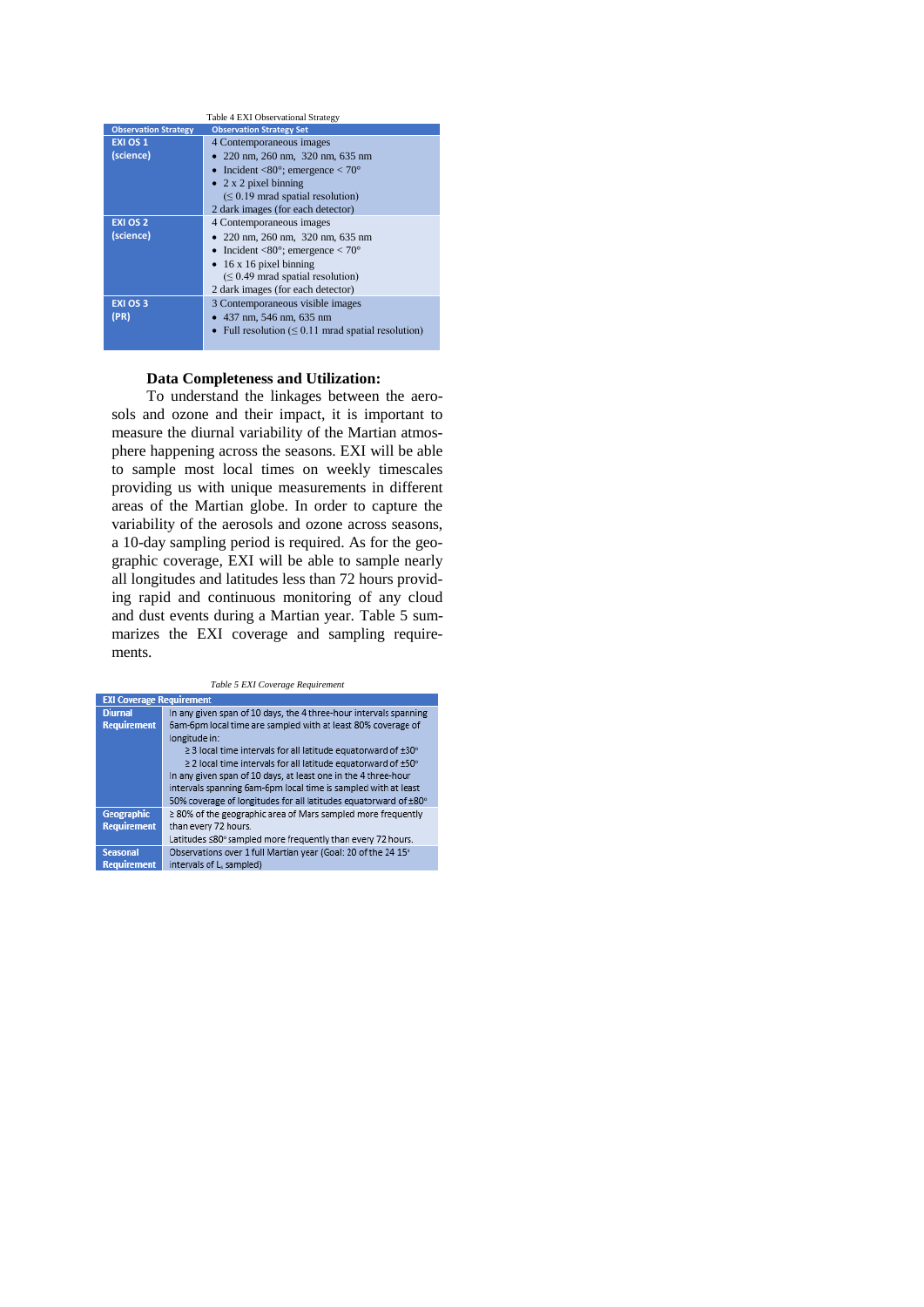Table 4 EXI Observational Strategy

| Observation Strategy | Observation Strategy Set |
|---|---|
| **EXI OS 1 (science)** | 4 Contemporaneous images<br>• 220 nm, 260 nm, 320 nm, 635 nm<br>• Incident <80°; emergence < 70°<br>• 2 x 2 pixel binning (≤ 0.19 mrad spatial resolution)<br>2 dark images (for each detector) |
| **EXI OS 2 (science)** | 4 Contemporaneous images<br>• 220 nm, 260 nm, 320 nm, 635 nm<br>• Incident <80°; emergence < 70°<br>• 16 x 16 pixel binning (≤ 0.49 mrad spatial resolution)<br>2 dark images (for each detector) |
| **EXI OS 3 (PR)** | 3 Contemporaneous visible images<br>• 437 nm, 546 nm, 635 nm<br>• Full resolution (≤ 0.11 mrad spatial resolution) |

**Data Completeness and Utilization:**

To understand the linkages between the aerosols and ozone and their impact, it is important to measure the diurnal variability of the Martian atmosphere happening across the seasons. EXI will be able to sample most local times on weekly timescales providing us with unique measurements in different areas of the Martian globe. In order to capture the variability of the aerosols and ozone across seasons, a 10-day sampling period is required. As for the geographic coverage, EXI will be able to sample nearly all longitudes and latitudes less than 72 hours providing rapid and continuous monitoring of any cloud and dust events during a Martian year. Table 5 summarizes the EXI coverage and sampling requirements.

*Table 5 EXI Coverage Requirement*

| EXI Coverage Requirement | |
|---|---|
| **Diurnal Requirement** | In any given span of 10 days, the 4 three-hour intervals spanning 6am-6pm local time are sampled with at least 80% coverage of longitude in:<br>≥ 3 local time intervals for all latitude equatorward of ±30°<br>≥ 2 local time intervals for all latitude equatorward of ±50°<br>In any given span of 10 days, at least one in the 4 three-hour intervals spanning 6am-6pm local time is sampled with at least 50% coverage of longitudes for all latitudes equatorward of ±80° |
| **Geographic Requirement** | ≥ 80% of the geographic area of Mars sampled more frequently than every 72 hours.<br>Latitudes ≤80° sampled more frequently than every 72 hours. |
| **Seasonal Requirement** | Observations over 1 full Martian year (Goal: 20 of the 24 15° intervals of $L_s$ sampled) |